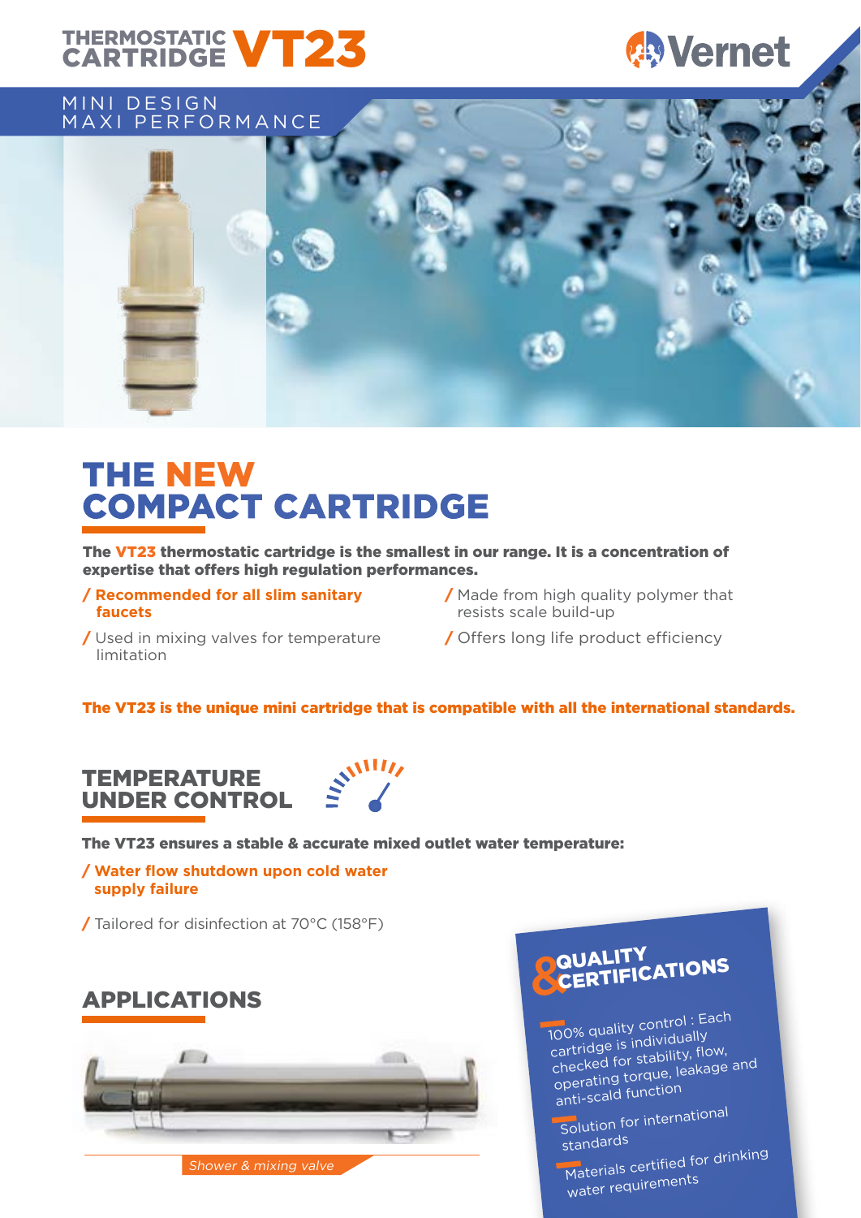# THERMOSTATIC CARTRIDGE VT23

Vernet

MINI DESIGN
MAXI PERFORMANCE

## THE NEW COMPACT CARTRIDGE

**The VT23 thermostatic cartridge is the smallest in our range. It is a concentration of expertise that offers high regulation performances.**

- **/ Recommended for all slim sanitary faucets**
- / Used in mixing valves for temperature limitation
- / Made from high quality polymer that resists scale build-up
- / Offers long life product efficiency

**The VT23 is the unique mini cartridge that is compatible with all the international standards.**

## TEMPERATURE UNDER CONTROL

**The VT23 ensures a stable & accurate mixed outlet water temperature:**

- **/ Water flow shutdown upon cold water supply failure**
- / Tailored for disinfection at 70°C (158°F)

## APPLICATIONS

*Shower & mixing valve*

## QUALITY & CERTIFICATIONS

- 100% quality control : Each cartridge is individually checked for stability, flow, operating torque, leakage and anti-scald function
- Solution for international standards
- Materials certified for drinking water requirements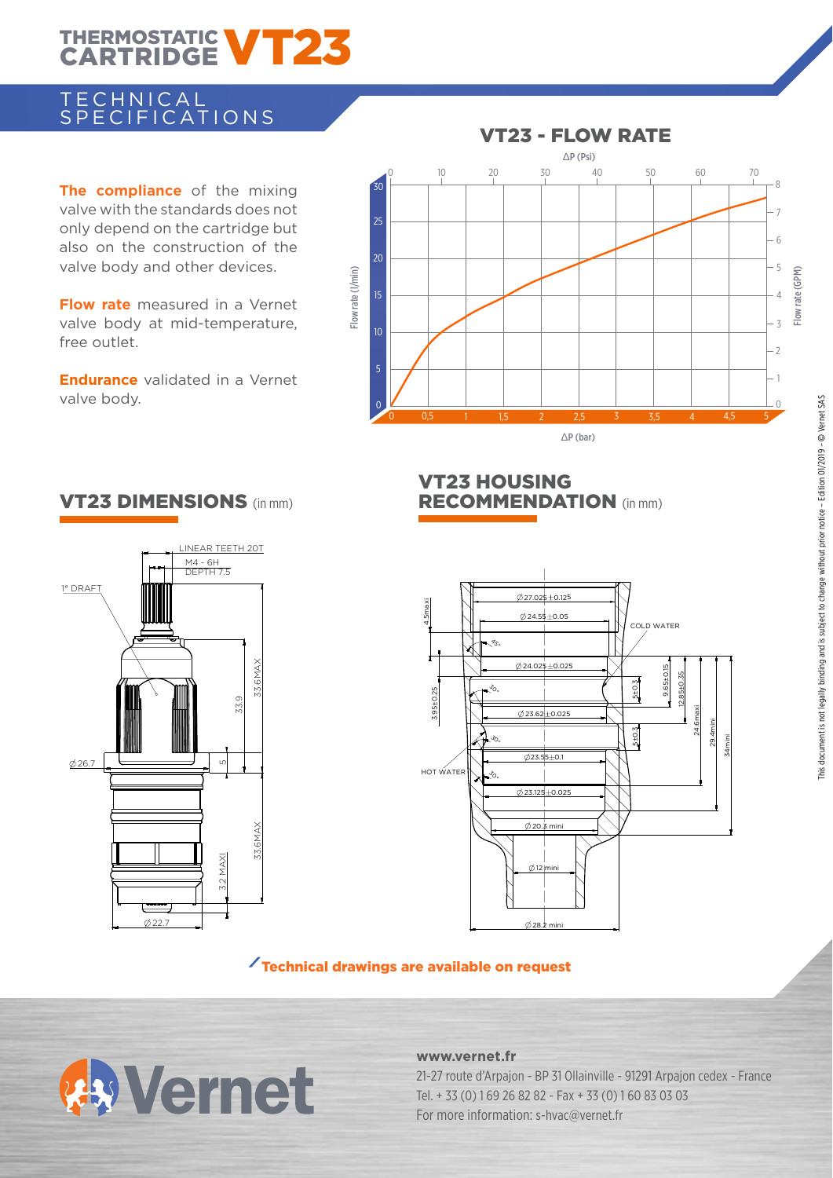# THERMOSTATIC CARTRIDGE VT23

## TECHNICAL SPECIFICATIONS

**The compliance** of the mixing valve with the standards does not only depend on the cartridge but also on the construction of the valve body and other devices.

**Flow rate** measured in a Vernet valve body at mid-temperature, free outlet.

**Endurance** validated in a Vernet valve body.

## VT23 - FLOW RATE

ΔP (Psi)

0 10 20 30 40 50 60 70

Flow rate (l/min)

0 5 10 15 20 25 30

Flow rate (GPM)

0 1 2 3 4 5 6 7 8

0 0,5 1 1,5 2 2,5 3 3,5 4 4,5 5

ΔP (bar)

## VT23 DIMENSIONS (in mm)

LINEAR TEETH 20T

M4 - 6H

DEPTH 7.5

1° DRAFT

33.6MAX

33.9

5

Ø26.7

33.6MAX

3.2 MAXI

Ø22.7

## VT23 HOUSING RECOMMENDATION (in mm)

4.5maxi

Ø27.025±0.125

Ø24.55±0.05

COLD WATER

45°

Ø24.025±0.025

3.95±0.25

30°

5±0.3

9.65±0.15

12.85±0.35

24.6maxi

29.4mini

34mini

Ø23.62±0.025

30°

5±0.3

Ø23.55±0.1

HOT WATER

30°

Ø23.125±0.025

Ø20.3 mini

Ø12 mini

Ø28.2 mini

**Technical drawings are available on request**

Vernet

**www.vernet.fr**

21-27 route d'Arpajon - BP 31 Ollainville - 91291 Arpajon cedex - France

Tel. + 33 (0) 1 69 26 82 82 - Fax + 33 (0) 1 60 83 03 03

For more information: s-hvac@vernet.fr

This document is not legally binding and is subject to change without prior notice - Edition 01/2019 - © Vernet SAS